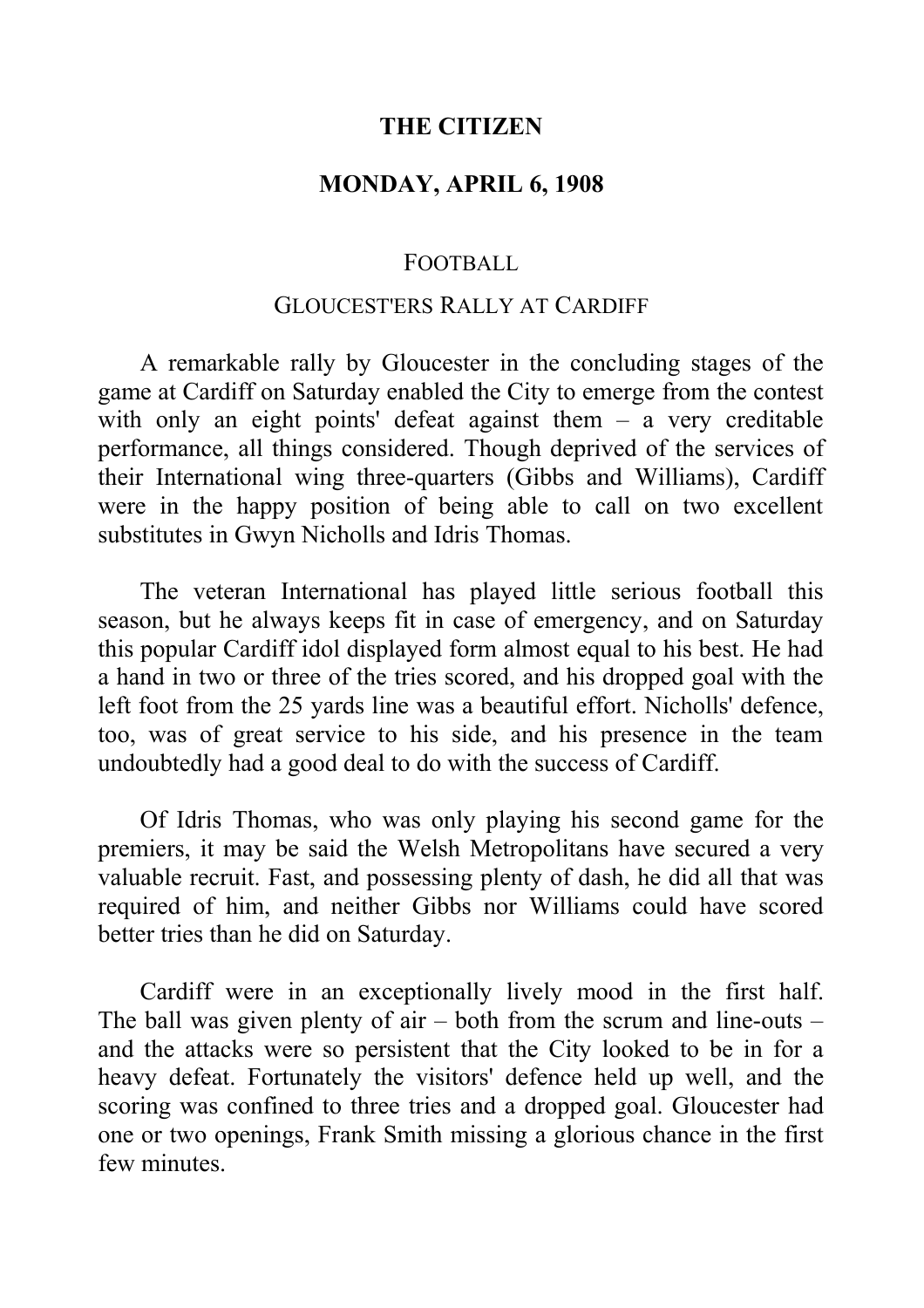# THE CITIZEN

## MONDAY, APRIL 6, 1908

### FOOTBALL

### GLOUCEST'ERS RALLY AT CARDIFF

A remarkable rally by Gloucester in the concluding stages of the game at Cardiff on Saturday enabled the City to emerge from the contest with only an eight points' defeat against them – a very creditable performance, all things considered. Though deprived of the services of their International wing three-quarters (Gibbs and Williams), Cardiff were in the happy position of being able to call on two excellent substitutes in Gwyn Nicholls and Idris Thomas.

The veteran International has played little serious football this season, but he always keeps fit in case of emergency, and on Saturday this popular Cardiff idol displayed form almost equal to his best. He had a hand in two or three of the tries scored, and his dropped goal with the left foot from the 25 yards line was a beautiful effort. Nicholls' defence, too, was of great service to his side, and his presence in the team undoubtedly had a good deal to do with the success of Cardiff.

Of Idris Thomas, who was only playing his second game for the premiers, it may be said the Welsh Metropolitans have secured a very valuable recruit. Fast, and possessing plenty of dash, he did all that was required of him, and neither Gibbs nor Williams could have scored better tries than he did on Saturday.

Cardiff were in an exceptionally lively mood in the first half. The ball was given plenty of air – both from the scrum and line-outs – and the attacks were so persistent that the City looked to be in for a heavy defeat. Fortunately the visitors' defence held up well, and the scoring was confined to three tries and a dropped goal. Gloucester had one or two openings, Frank Smith missing a glorious chance in the first few minutes.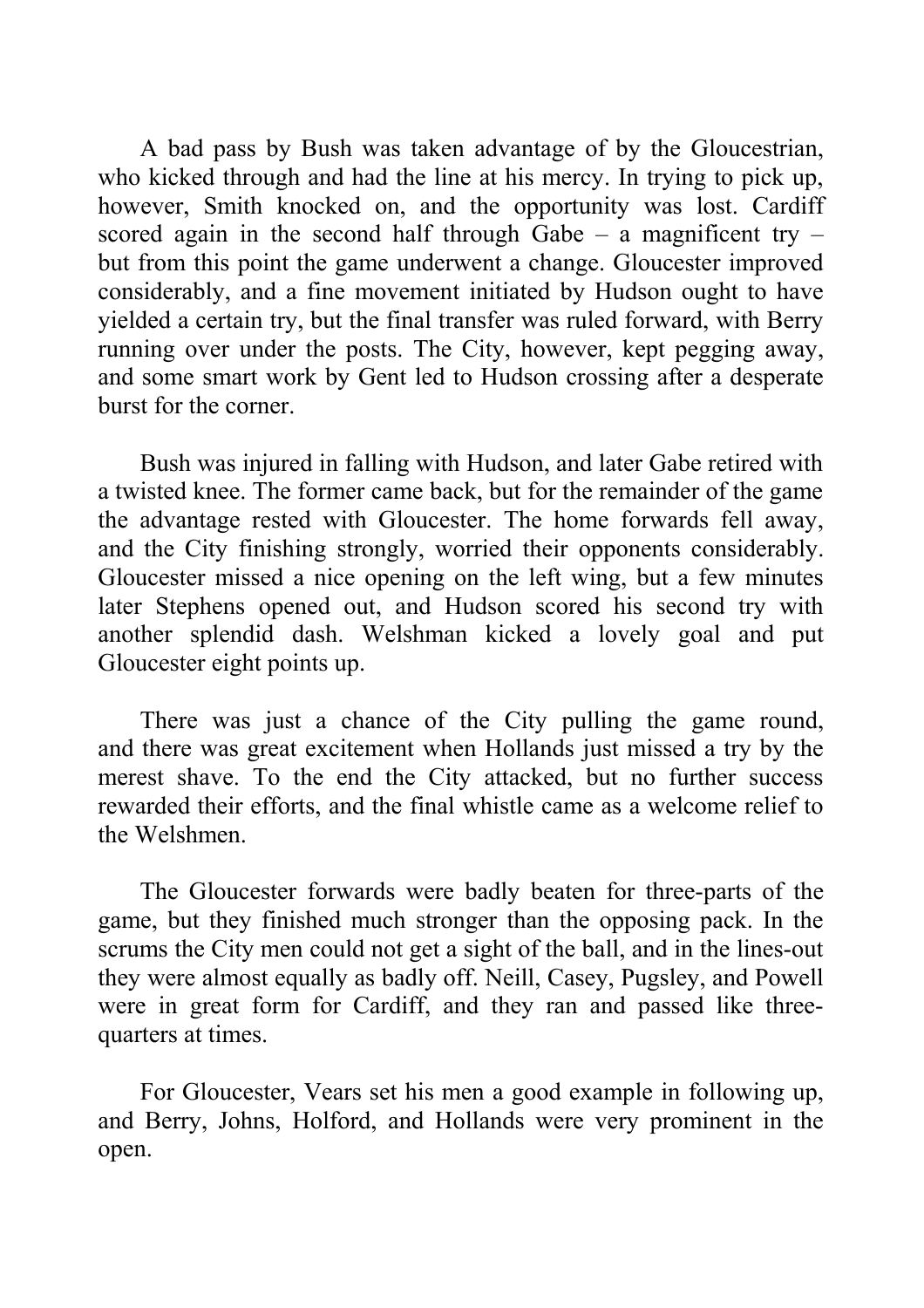A bad pass by Bush was taken advantage of by the Gloucestrian, who kicked through and had the line at his mercy. In trying to pick up, however, Smith knocked on, and the opportunity was lost. Cardiff scored again in the second half through Gabe – a magnificent try – but from this point the game underwent a change. Gloucester improved considerably, and a fine movement initiated by Hudson ought to have yielded a certain try, but the final transfer was ruled forward, with Berry running over under the posts. The City, however, kept pegging away, and some smart work by Gent led to Hudson crossing after a desperate burst for the corner.

Bush was injured in falling with Hudson, and later Gabe retired with a twisted knee. The former came back, but for the remainder of the game the advantage rested with Gloucester. The home forwards fell away, and the City finishing strongly, worried their opponents considerably. Gloucester missed a nice opening on the left wing, but a few minutes later Stephens opened out, and Hudson scored his second try with another splendid dash. Welshman kicked a lovely goal and put Gloucester eight points up.

There was just a chance of the City pulling the game round, and there was great excitement when Hollands just missed a try by the merest shave. To the end the City attacked, but no further success rewarded their efforts, and the final whistle came as a welcome relief to the Welshmen.

The Gloucester forwards were badly beaten for three-parts of the game, but they finished much stronger than the opposing pack. In the scrums the City men could not get a sight of the ball, and in the lines-out they were almost equally as badly off. Neill, Casey, Pugsley, and Powell were in great form for Cardiff, and they ran and passed like three-quarters at times.

For Gloucester, Vears set his men a good example in following up, and Berry, Johns, Holford, and Hollands were very prominent in the open.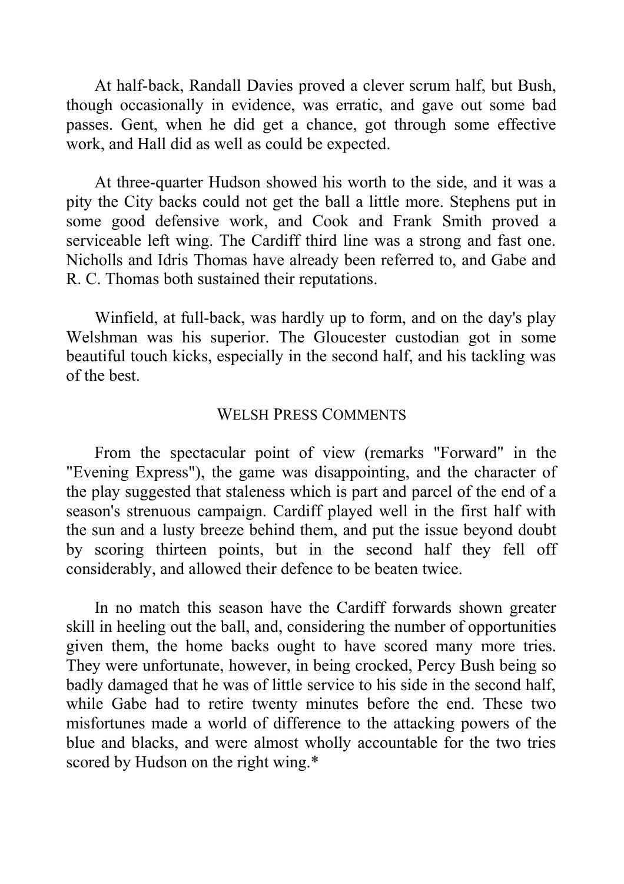At half-back, Randall Davies proved a clever scrum half, but Bush, though occasionally in evidence, was erratic, and gave out some bad passes. Gent, when he did get a chance, got through some effective work, and Hall did as well as could be expected.

At three-quarter Hudson showed his worth to the side, and it was a pity the City backs could not get the ball a little more. Stephens put in some good defensive work, and Cook and Frank Smith proved a serviceable left wing. The Cardiff third line was a strong and fast one. Nicholls and Idris Thomas have already been referred to, and Gabe and R. C. Thomas both sustained their reputations.

Winfield, at full-back, was hardly up to form, and on the day's play Welshman was his superior. The Gloucester custodian got in some beautiful touch kicks, especially in the second half, and his tackling was of the best.

## WELSH PRESS COMMENTS

From the spectacular point of view (remarks "Forward" in the "Evening Express"), the game was disappointing, and the character of the play suggested that staleness which is part and parcel of the end of a season's strenuous campaign. Cardiff played well in the first half with the sun and a lusty breeze behind them, and put the issue beyond doubt by scoring thirteen points, but in the second half they fell off considerably, and allowed their defence to be beaten twice.

In no match this season have the Cardiff forwards shown greater skill in heeling out the ball, and, considering the number of opportunities given them, the home backs ought to have scored many more tries. They were unfortunate, however, in being crocked, Percy Bush being so badly damaged that he was of little service to his side in the second half, while Gabe had to retire twenty minutes before the end. These two misfortunes made a world of difference to the attacking powers of the blue and blacks, and were almost wholly accountable for the two tries scored by Hudson on the right wing.*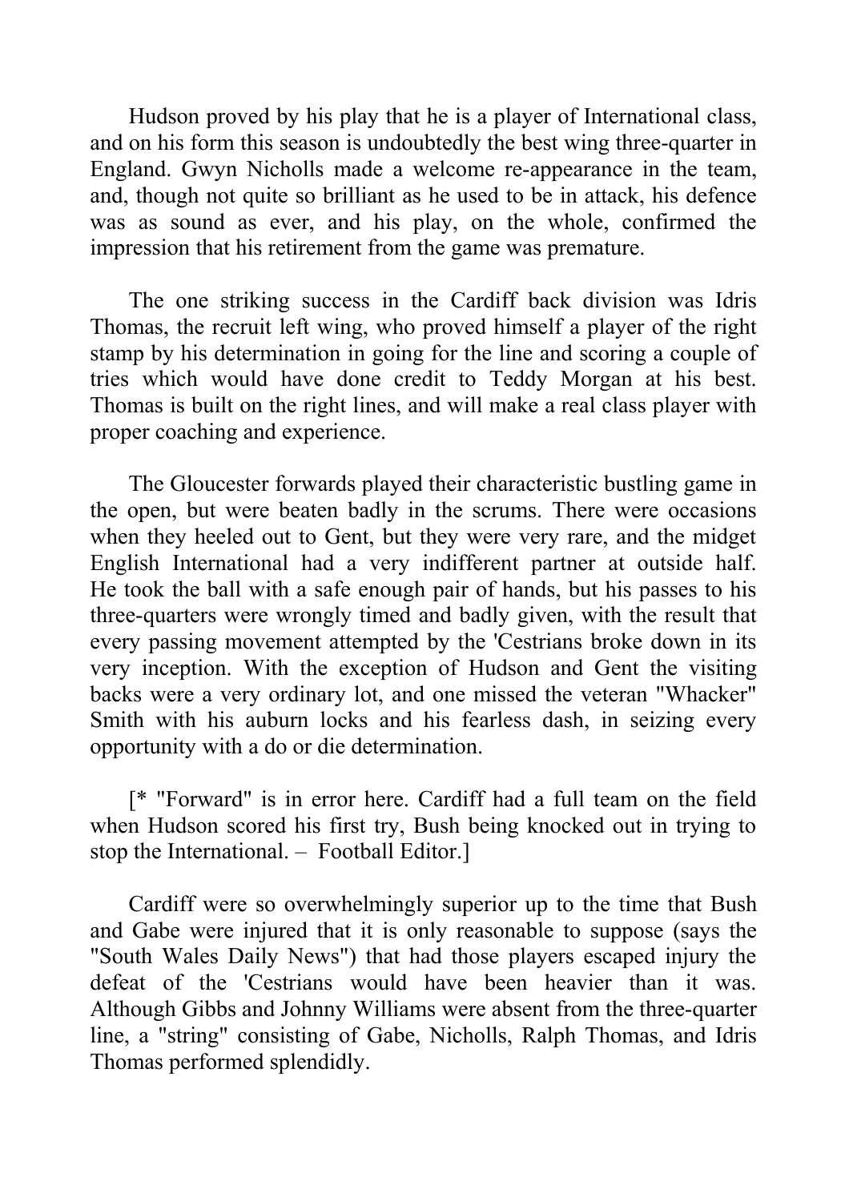Hudson proved by his play that he is a player of International class, and on his form this season is undoubtedly the best wing three-quarter in England. Gwyn Nicholls made a welcome re-appearance in the team, and, though not quite so brilliant as he used to be in attack, his defence was as sound as ever, and his play, on the whole, confirmed the impression that his retirement from the game was premature.

The one striking success in the Cardiff back division was Idris Thomas, the recruit left wing, who proved himself a player of the right stamp by his determination in going for the line and scoring a couple of tries which would have done credit to Teddy Morgan at his best. Thomas is built on the right lines, and will make a real class player with proper coaching and experience.

The Gloucester forwards played their characteristic bustling game in the open, but were beaten badly in the scrums. There were occasions when they heeled out to Gent, but they were very rare, and the midget English International had a very indifferent partner at outside half. He took the ball with a safe enough pair of hands, but his passes to his three-quarters were wrongly timed and badly given, with the result that every passing movement attempted by the 'Cestrians broke down in its very inception. With the exception of Hudson and Gent the visiting backs were a very ordinary lot, and one missed the veteran "Whacker" Smith with his auburn locks and his fearless dash, in seizing every opportunity with a do or die determination.

[* "Forward" is in error here. Cardiff had a full team on the field when Hudson scored his first try, Bush being knocked out in trying to stop the International. – Football Editor.]

Cardiff were so overwhelmingly superior up to the time that Bush and Gabe were injured that it is only reasonable to suppose (says the "South Wales Daily News") that had those players escaped injury the defeat of the 'Cestrians would have been heavier than it was. Although Gibbs and Johnny Williams were absent from the three-quarter line, a "string" consisting of Gabe, Nicholls, Ralph Thomas, and Idris Thomas performed splendidly.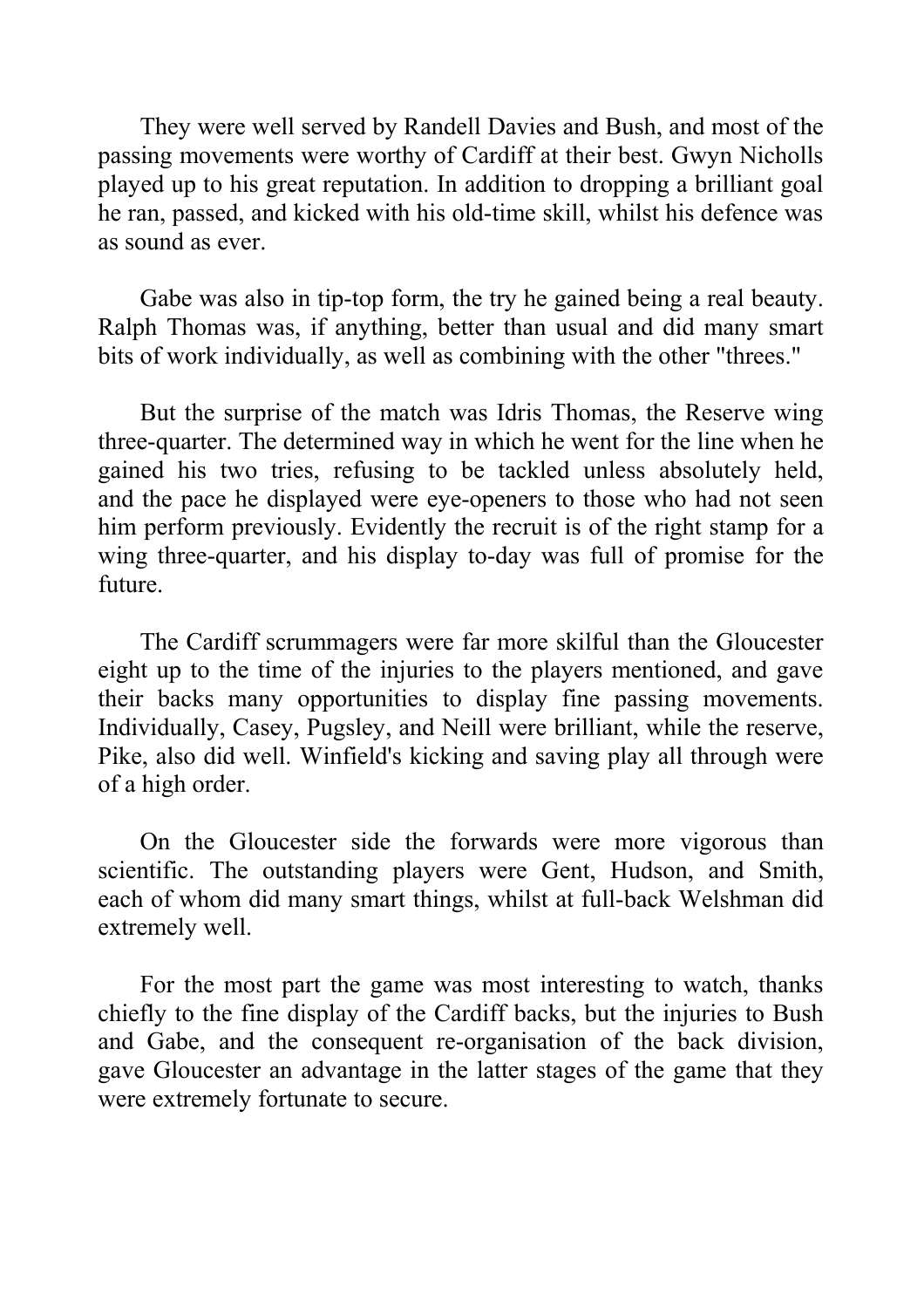They were well served by Randell Davies and Bush, and most of the passing movements were worthy of Cardiff at their best. Gwyn Nicholls played up to his great reputation. In addition to dropping a brilliant goal he ran, passed, and kicked with his old-time skill, whilst his defence was as sound as ever.

Gabe was also in tip-top form, the try he gained being a real beauty. Ralph Thomas was, if anything, better than usual and did many smart bits of work individually, as well as combining with the other "threes."

But the surprise of the match was Idris Thomas, the Reserve wing three-quarter. The determined way in which he went for the line when he gained his two tries, refusing to be tackled unless absolutely held, and the pace he displayed were eye-openers to those who had not seen him perform previously. Evidently the recruit is of the right stamp for a wing three-quarter, and his display to-day was full of promise for the future.

The Cardiff scrummagers were far more skilful than the Gloucester eight up to the time of the injuries to the players mentioned, and gave their backs many opportunities to display fine passing movements. Individually, Casey, Pugsley, and Neill were brilliant, while the reserve, Pike, also did well. Winfield's kicking and saving play all through were of a high order.

On the Gloucester side the forwards were more vigorous than scientific. The outstanding players were Gent, Hudson, and Smith, each of whom did many smart things, whilst at full-back Welshman did extremely well.

For the most part the game was most interesting to watch, thanks chiefly to the fine display of the Cardiff backs, but the injuries to Bush and Gabe, and the consequent re-organisation of the back division, gave Gloucester an advantage in the latter stages of the game that they were extremely fortunate to secure.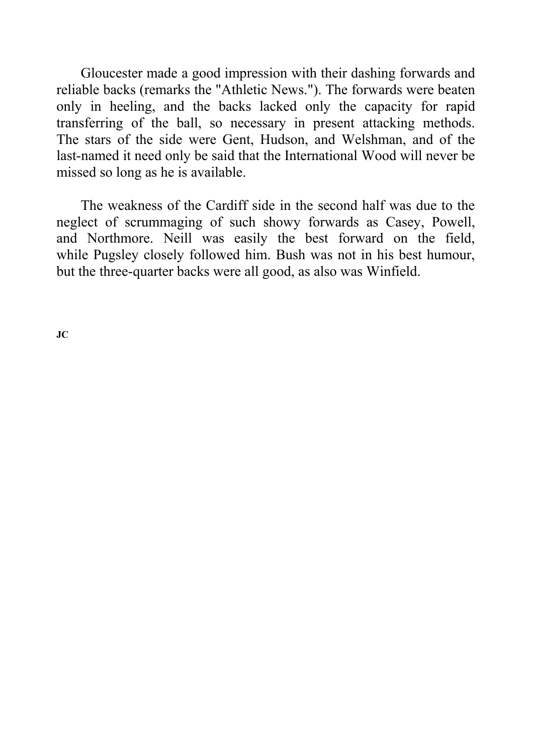Gloucester made a good impression with their dashing forwards and reliable backs (remarks the "Athletic News."). The forwards were beaten only in heeling, and the backs lacked only the capacity for rapid transferring of the ball, so necessary in present attacking methods. The stars of the side were Gent, Hudson, and Welshman, and of the last-named it need only be said that the International Wood will never be missed so long as he is available.

The weakness of the Cardiff side in the second half was due to the neglect of scrummaging of such showy forwards as Casey, Powell, and Northmore. Neill was easily the best forward on the field, while Pugsley closely followed him. Bush was not in his best humour, but the three-quarter backs were all good, as also was Winfield.

**JC**